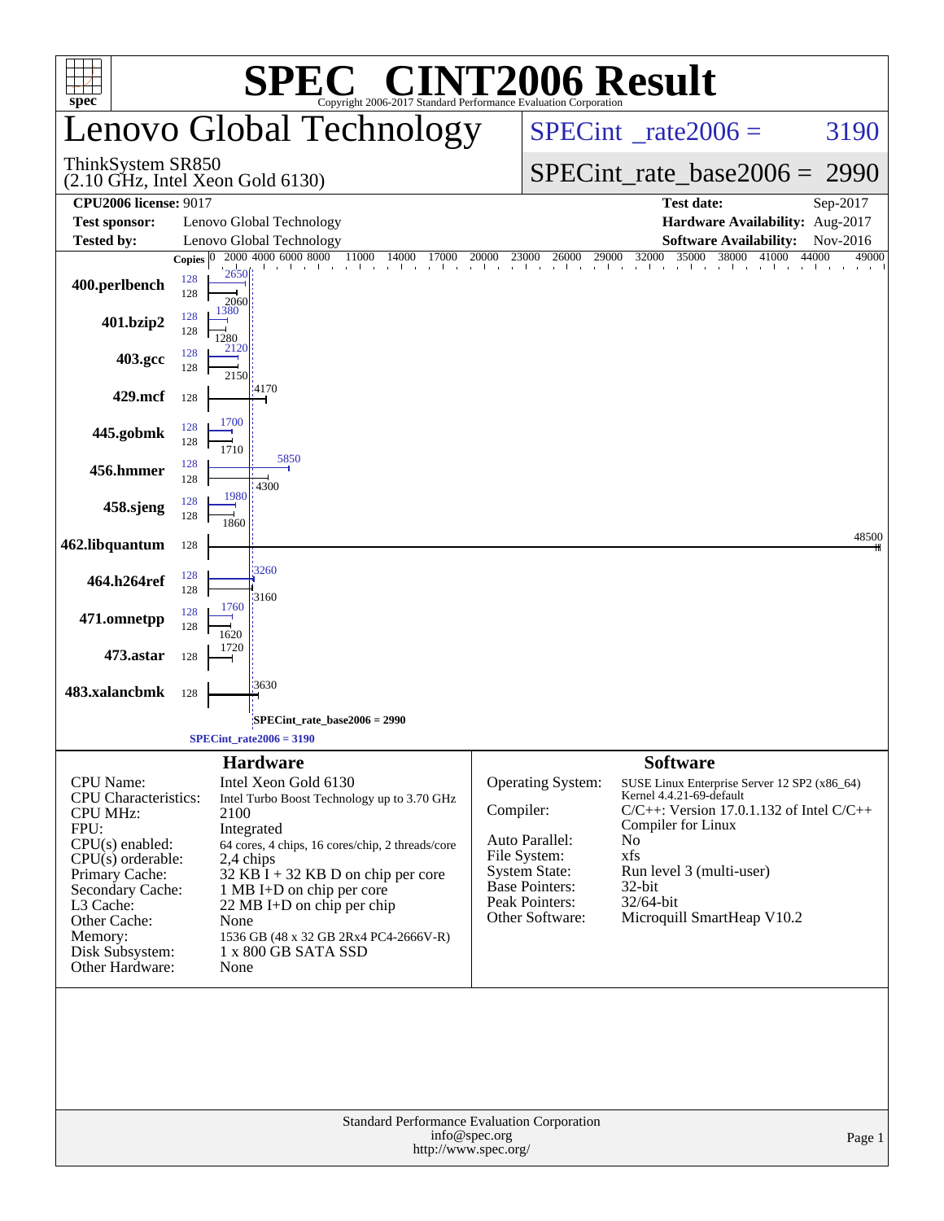# SPEC CINT2006 Result

Copyright 2006-2017 Standard Performance Evaluation Corporation

## Lenovo Global Technology

ThinkSystem SR850
(2.10 GHz, Intel Xeon Gold 6130)

SPECint_rate2006 = 3190

SPECint_rate_base2006 = 2990

| | | | |
|---|---|---|---|
| **CPU2006 license:** | 9017 | **Test date:** | Sep-2017 |
| **Test sponsor:** | Lenovo Global Technology | **Hardware Availability:** | Aug-2017 |
| **Tested by:** | Lenovo Global Technology | **Software Availability:** | Nov-2016 |

| Benchmark | Copies (peak) | Peak | Copies (base) | Base |
|---|---|---|---|---|
| 400.perlbench | 128 | 2650 | 128 | 2060 |
| 401.bzip2 | 128 | 1380 | 128 | 1280 |
| 403.gcc | 128 | 2120 | 128 | 2150 |
| 429.mcf | | | 128 | 4170 |
| 445.gobmk | 128 | 1700 | 128 | 1710 |
| 456.hmmer | 128 | 5850 | 128 | 4300 |
| 458.sjeng | 128 | 1980 | 128 | 1860 |
| 462.libquantum | | | 128 | 48500 |
| 464.h264ref | 128 | 3260 | 128 | 3160 |
| 471.omnetpp | 128 | 1760 | 128 | 1620 |
| 473.astar | | | 128 | 1720 |
| 483.xalancbmk | | | 128 | 3630 |

SPECint_rate_base2006 = 2990

SPECint_rate2006 = 3190

## Hardware

| | |
|---|---|
| CPU Name: | Intel Xeon Gold 6130 |
| CPU Characteristics: | Intel Turbo Boost Technology up to 3.70 GHz |
| CPU MHz: | 2100 |
| FPU: | Integrated |
| CPU(s) enabled: | 64 cores, 4 chips, 16 cores/chip, 2 threads/core |
| CPU(s) orderable: | 2,4 chips |
| Primary Cache: | 32 KB I + 32 KB D on chip per core |
| Secondary Cache: | 1 MB I+D on chip per core |
| L3 Cache: | 22 MB I+D on chip per chip |
| Other Cache: | None |
| Memory: | 1536 GB (48 x 32 GB 2Rx4 PC4-2666V-R) |
| Disk Subsystem: | 1 x 800 GB SATA SSD |
| Other Hardware: | None |

## Software

| | |
|---|---|
| Operating System: | SUSE Linux Enterprise Server 12 SP2 (x86_64) Kernel 4.4.21-69-default |
| Compiler: | C/C++: Version 17.0.1.132 of Intel C/C++ Compiler for Linux |
| Auto Parallel: | No |
| File System: | xfs |
| System State: | Run level 3 (multi-user) |
| Base Pointers: | 32-bit |
| Peak Pointers: | 32/64-bit |
| Other Software: | Microquill SmartHeap V10.2 |

Standard Performance Evaluation Corporation
info@spec.org
http://www.spec.org/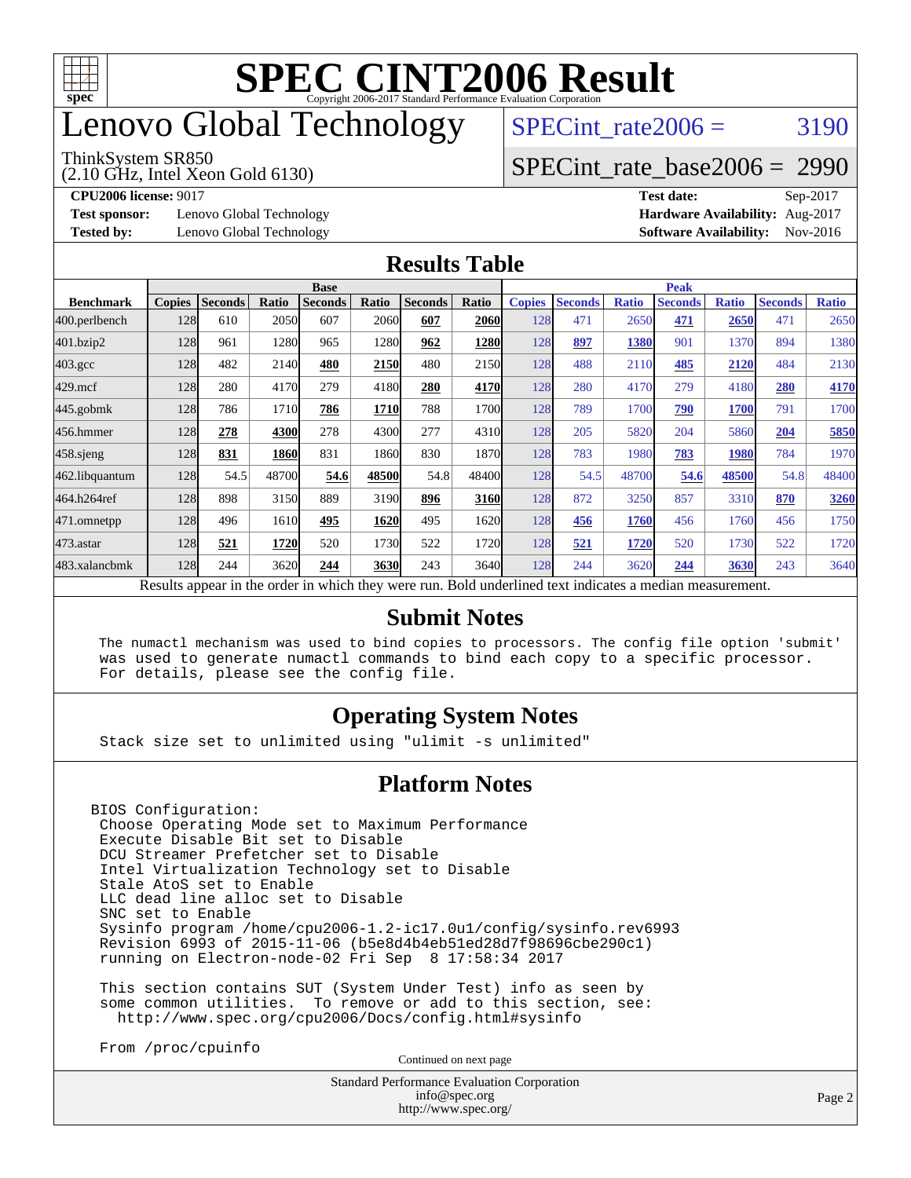# SPEC CINT2006 Result

Copyright 2006-2017 Standard Performance Evaluation Corporation

# Lenovo Global Technology

ThinkSystem SR850
(2.10 GHz, Intel Xeon Gold 6130)

SPECint_rate2006 = 3190

SPECint_rate_base2006 = 2990

**CPU2006 license:** 9017
**Test sponsor:** Lenovo Global Technology
**Tested by:** Lenovo Global Technology

**Test date:** Sep-2017
**Hardware Availability:** Aug-2017
**Software Availability:** Nov-2016

## Results Table

| | Base | | | | | | | Peak | | | | | | |
|---|---|---|---|---|---|---|---|---|---|---|---|---|---|---|
| **Benchmark** | **Copies** | **Seconds** | **Ratio** | **Seconds** | **Ratio** | **Seconds** | **Ratio** | **Copies** | **Seconds** | **Ratio** | **Seconds** | **Ratio** | **Seconds** | **Ratio** |
| 400.perlbench | 128 | 610 | 2050 | 607 | 2060 | **607** | **2060** | 128 | 471 | 2650 | **471** | **2650** | 471 | 2650 |
| 401.bzip2 | 128 | 961 | 1280 | 965 | 1280 | **962** | **1280** | 128 | **897** | **1380** | 901 | 1370 | 894 | 1380 |
| 403.gcc | 128 | 482 | 2140 | **480** | **2150** | 480 | 2150 | 128 | 488 | 2110 | **485** | **2120** | 484 | 2130 |
| 429.mcf | 128 | 280 | 4170 | 279 | 4180 | **280** | **4170** | 128 | 280 | 4170 | 279 | 4180 | **280** | **4170** |
| 445.gobmk | 128 | 786 | 1710 | **786** | **1710** | 788 | 1700 | 128 | 789 | 1700 | **790** | **1700** | 791 | 1700 |
| 456.hmmer | 128 | **278** | **4300** | 278 | 4300 | 277 | 4310 | 128 | 205 | 5820 | 204 | 5860 | **204** | **5850** |
| 458.sjeng | 128 | **831** | **1860** | 831 | 1860 | 830 | 1870 | 128 | 783 | 1980 | **783** | **1980** | 784 | 1970 |
| 462.libquantum | 128 | 54.5 | 48700 | **54.6** | **48500** | 54.8 | 48400 | 128 | 54.5 | 48700 | **54.6** | **48500** | 54.8 | 48400 |
| 464.h264ref | 128 | 898 | 3150 | 889 | 3190 | **896** | **3160** | 128 | 872 | 3250 | 857 | 3310 | **870** | **3260** |
| 471.omnetpp | 128 | 496 | 1610 | **495** | **1620** | 495 | 1620 | 128 | **456** | **1760** | 456 | 1760 | 456 | 1750 |
| 473.astar | 128 | **521** | **1720** | 520 | 1730 | 522 | 1720 | 128 | **521** | **1720** | 520 | 1730 | 522 | 1720 |
| 483.xalancbmk | 128 | 244 | 3620 | **244** | **3630** | 243 | 3640 | 128 | 244 | 3620 | **244** | **3630** | 243 | 3640 |

Results appear in the order in which they were run. Bold underlined text indicates a median measurement.

## Submit Notes

```
The numactl mechanism was used to bind copies to processors. The config file option 'submit'
was used to generate numactl commands to bind each copy to a specific processor.
For details, please see the config file.
```

## Operating System Notes

```
Stack size set to unlimited using "ulimit -s unlimited"
```

## Platform Notes

```
BIOS Configuration:
 Choose Operating Mode set to Maximum Performance
 Execute Disable Bit set to Disable
 DCU Streamer Prefetcher set to Disable
 Intel Virtualization Technology set to Disable
 Stale AtoS set to Enable
 LLC dead line alloc set to Disable
 SNC set to Enable
 Sysinfo program /home/cpu2006-1.2-ic17.0u1/config/sysinfo.rev6993
 Revision 6993 of 2015-11-06 (b5e8d4b4eb51ed28d7f98696cbe290c1)
 running on Electron-node-02 Fri Sep  8 17:58:34 2017

 This section contains SUT (System Under Test) info as seen by
 some common utilities.  To remove or add to this section, see:
   http://www.spec.org/cpu2006/Docs/config.html#sysinfo

 From /proc/cpuinfo
```

Continued on next page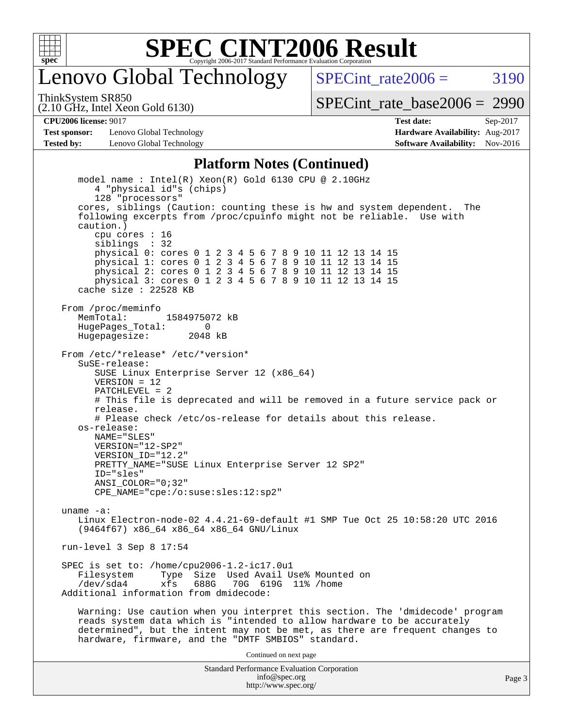## Platform Notes (Continued)

```
   model name : Intel(R) Xeon(R) Gold 6130 CPU @ 2.10GHz
      4 "physical id"s (chips)
      128 "processors"
   cores, siblings (Caution: counting these is hw and system dependent.  The
   following excerpts from /proc/cpuinfo might not be reliable.  Use with
   caution.)
      cpu cores : 16
      siblings  : 32
      physical 0: cores 0 1 2 3 4 5 6 7 8 9 10 11 12 13 14 15
      physical 1: cores 0 1 2 3 4 5 6 7 8 9 10 11 12 13 14 15
      physical 2: cores 0 1 2 3 4 5 6 7 8 9 10 11 12 13 14 15
      physical 3: cores 0 1 2 3 4 5 6 7 8 9 10 11 12 13 14 15
   cache size : 22528 KB

From /proc/meminfo
   MemTotal:       1584975072 kB
   HugePages_Total:       0
   Hugepagesize:       2048 kB

From /etc/*release* /etc/*version*
   SuSE-release:
      SUSE Linux Enterprise Server 12 (x86_64)
      VERSION = 12
      PATCHLEVEL = 2
      # This file is deprecated and will be removed in a future service pack or
      release.
      # Please check /etc/os-release for details about this release.
   os-release:
      NAME="SLES"
      VERSION="12-SP2"
      VERSION_ID="12.2"
      PRETTY_NAME="SUSE Linux Enterprise Server 12 SP2"
      ID="sles"
      ANSI_COLOR="0;32"
      CPE_NAME="cpe:/o:suse:sles:12:sp2"

uname -a:
   Linux Electron-node-02 4.4.21-69-default #1 SMP Tue Oct 25 10:58:20 UTC 2016
   (9464f67) x86_64 x86_64 x86_64 GNU/Linux

run-level 3 Sep 8 17:54

SPEC is set to: /home/cpu2006-1.2-ic17.0u1
   Filesystem     Type  Size  Used Avail Use% Mounted on
   /dev/sda4      xfs   688G   70G  619G  11% /home
Additional information from dmidecode:

   Warning: Use caution when you interpret this section. The 'dmidecode' program
   reads system data which is "intended to allow hardware to be accurately
   determined", but the intent may not be met, as there are frequent changes to
   hardware, firmware, and the "DMTF SMBIOS" standard.
```

Continued on next page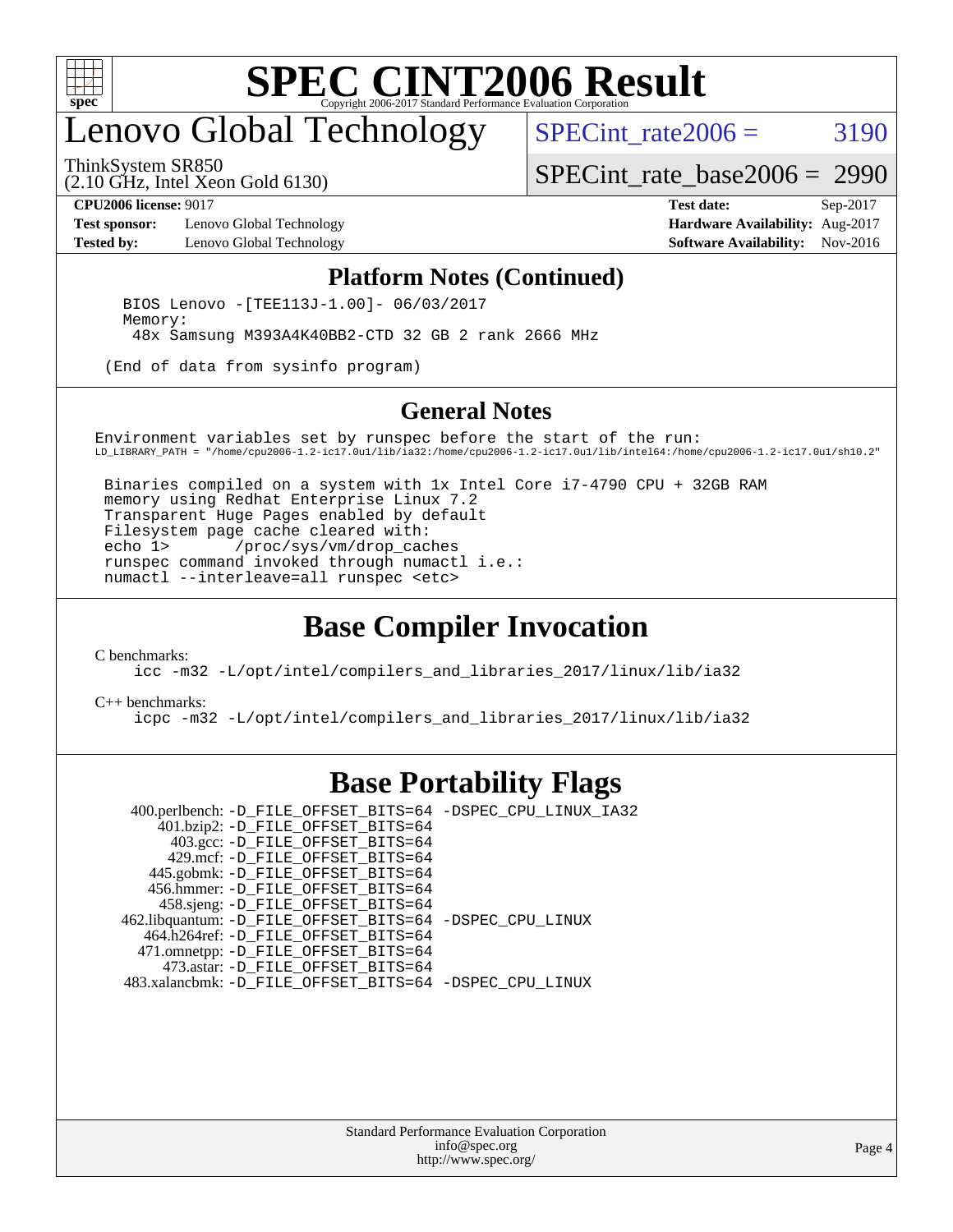# Lenovo Global Technology

ThinkSystem SR850
(2.10 GHz, Intel Xeon Gold 6130)

SPECint_rate2006 = 3190

SPECint_rate_base2006 = 2990

**CPU2006 license:** 9017
**Test sponsor:** Lenovo Global Technology
**Tested by:** Lenovo Global Technology

**Test date:** Sep-2017
**Hardware Availability:** Aug-2017
**Software Availability:** Nov-2016

## Platform Notes (Continued)

```
BIOS Lenovo -[TEE113J-1.00]- 06/03/2017
Memory:
 48x Samsung M393A4K40BB2-CTD 32 GB 2 rank 2666 MHz

(End of data from sysinfo program)
```

## General Notes

```
Environment variables set by runspec before the start of the run:
LD_LIBRARY_PATH = "/home/cpu2006-1.2-ic17.0u1/lib/ia32:/home/cpu2006-1.2-ic17.0u1/lib/intel64:/home/cpu2006-1.2-ic17.0u1/sh10.2"

 Binaries compiled on a system with 1x Intel Core i7-4790 CPU + 32GB RAM
 memory using Redhat Enterprise Linux 7.2
 Transparent Huge Pages enabled by default
 Filesystem page cache cleared with:
 echo 1>       /proc/sys/vm/drop_caches
 runspec command invoked through numactl i.e.:
 numactl --interleave=all runspec <etc>
```

## Base Compiler Invocation

C benchmarks:

```
icc -m32 -L/opt/intel/compilers_and_libraries_2017/linux/lib/ia32
```

C++ benchmarks:

```
icpc -m32 -L/opt/intel/compilers_and_libraries_2017/linux/lib/ia32
```

## Base Portability Flags

```
    400.perlbench: -D_FILE_OFFSET_BITS=64 -DSPEC_CPU_LINUX_IA32
       401.bzip2: -D_FILE_OFFSET_BITS=64
         403.gcc: -D_FILE_OFFSET_BITS=64
         429.mcf: -D_FILE_OFFSET_BITS=64
       445.gobmk: -D_FILE_OFFSET_BITS=64
      456.hmmer: -D_FILE_OFFSET_BITS=64
      458.sjeng: -D_FILE_OFFSET_BITS=64
462.libquantum: -D_FILE_OFFSET_BITS=64 -DSPEC_CPU_LINUX
    464.h264ref: -D_FILE_OFFSET_BITS=64
    471.omnetpp: -D_FILE_OFFSET_BITS=64
       473.astar: -D_FILE_OFFSET_BITS=64
483.xalancbmk: -D_FILE_OFFSET_BITS=64 -DSPEC_CPU_LINUX
```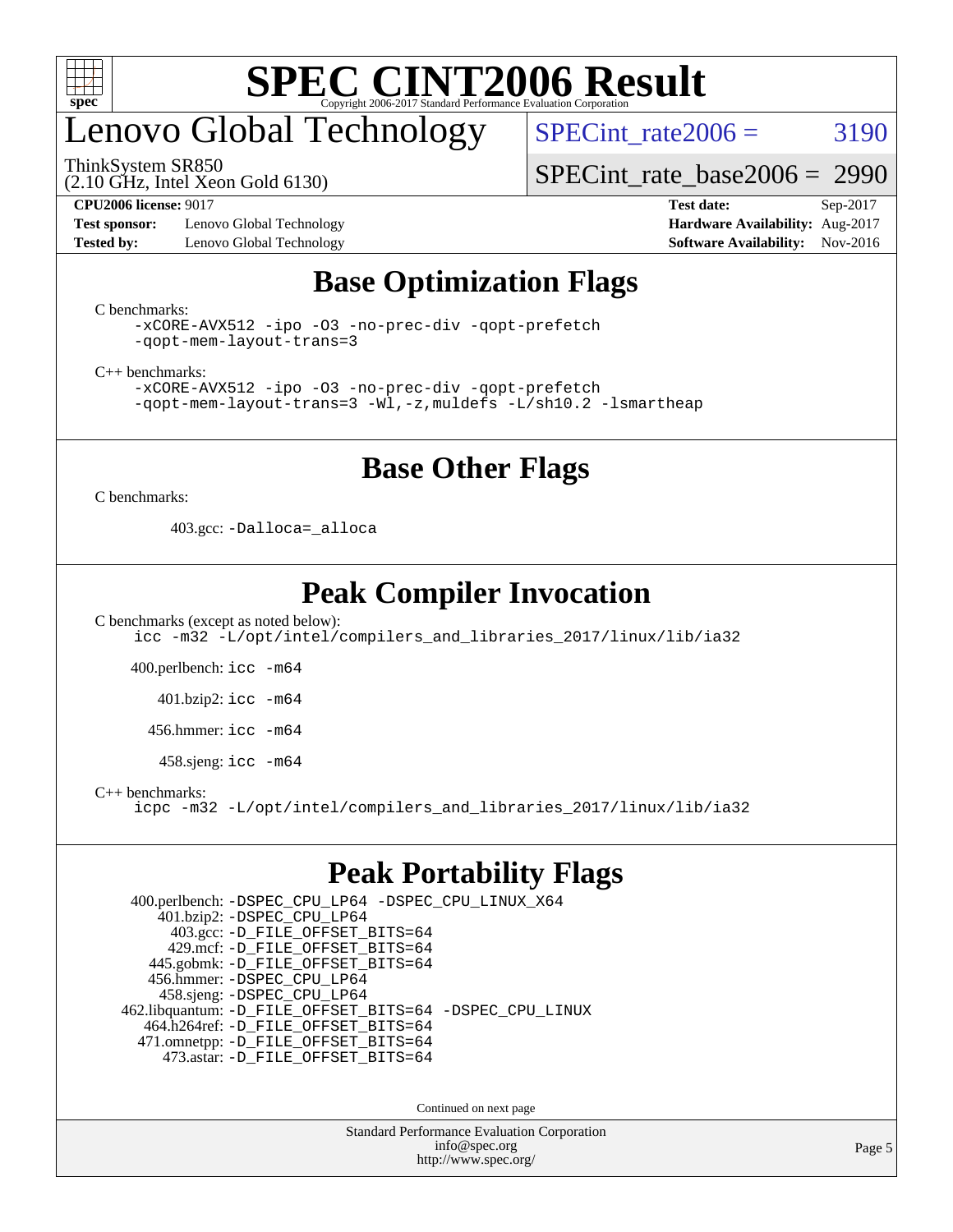# Lenovo Global Technology

ThinkSystem SR850
(2.10 GHz, Intel Xeon Gold 6130)

SPECint_rate2006 = 3190

SPECint_rate_base2006 = 2990

**CPU2006 license:** 9017
**Test sponsor:** Lenovo Global Technology
**Tested by:** Lenovo Global Technology

**Test date:** Sep-2017
**Hardware Availability:** Aug-2017
**Software Availability:** Nov-2016

## Base Optimization Flags

C benchmarks:

```
-xCORE-AVX512 -ipo -O3 -no-prec-div -qopt-prefetch
-qopt-mem-layout-trans=3
```

C++ benchmarks:

```
-xCORE-AVX512 -ipo -O3 -no-prec-div -qopt-prefetch
-qopt-mem-layout-trans=3 -Wl,-z,muldefs -L/sh10.2 -lsmartheap
```

## Base Other Flags

C benchmarks:

403.gcc: `-Dalloca=_alloca`

## Peak Compiler Invocation

C benchmarks (except as noted below):

```
icc -m32 -L/opt/intel/compilers_and_libraries_2017/linux/lib/ia32
```

400.perlbench: `icc -m64`

401.bzip2: `icc -m64`

456.hmmer: `icc -m64`

458.sjeng: `icc -m64`

C++ benchmarks:

```
icpc -m32 -L/opt/intel/compilers_and_libraries_2017/linux/lib/ia32
```

## Peak Portability Flags

400.perlbench: `-DSPEC_CPU_LP64 -DSPEC_CPU_LINUX_X64`
401.bzip2: `-DSPEC_CPU_LP64`
403.gcc: `-D_FILE_OFFSET_BITS=64`
429.mcf: `-D_FILE_OFFSET_BITS=64`
445.gobmk: `-D_FILE_OFFSET_BITS=64`
456.hmmer: `-DSPEC_CPU_LP64`
458.sjeng: `-DSPEC_CPU_LP64`
462.libquantum: `-D_FILE_OFFSET_BITS=64 -DSPEC_CPU_LINUX`
464.h264ref: `-D_FILE_OFFSET_BITS=64`
471.omnetpp: `-D_FILE_OFFSET_BITS=64`
473.astar: `-D_FILE_OFFSET_BITS=64`

Continued on next page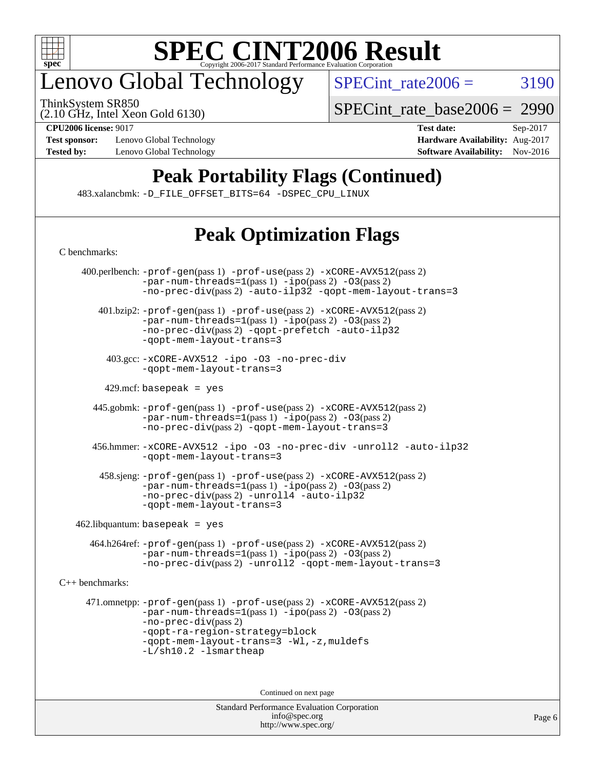# Lenovo Global Technology

ThinkSystem SR850
(2.10 GHz, Intel Xeon Gold 6130)

SPECint_rate2006 = 3190

SPECint_rate_base2006 = 2990

**CPU2006 license:** 9017
**Test sponsor:** Lenovo Global Technology
**Tested by:** Lenovo Global Technology

**Test date:** Sep-2017
**Hardware Availability:** Aug-2017
**Software Availability:** Nov-2016

## Peak Portability Flags (Continued)

483.xalancbmk: -D_FILE_OFFSET_BITS=64 -DSPEC_CPU_LINUX

## Peak Optimization Flags

C benchmarks:

400.perlbench: -prof-gen(pass 1) -prof-use(pass 2) -xCORE-AVX512(pass 2) -par-num-threads=1(pass 1) -ipo(pass 2) -O3(pass 2) -no-prec-div(pass 2) -auto-ilp32 -qopt-mem-layout-trans=3

401.bzip2: -prof-gen(pass 1) -prof-use(pass 2) -xCORE-AVX512(pass 2) -par-num-threads=1(pass 1) -ipo(pass 2) -O3(pass 2) -no-prec-div(pass 2) -qopt-prefetch -auto-ilp32 -qopt-mem-layout-trans=3

403.gcc: -xCORE-AVX512 -ipo -O3 -no-prec-div -qopt-mem-layout-trans=3

429.mcf: basepeak = yes

445.gobmk: -prof-gen(pass 1) -prof-use(pass 2) -xCORE-AVX512(pass 2) -par-num-threads=1(pass 1) -ipo(pass 2) -O3(pass 2) -no-prec-div(pass 2) -qopt-mem-layout-trans=3

456.hmmer: -xCORE-AVX512 -ipo -O3 -no-prec-div -unroll2 -auto-ilp32 -qopt-mem-layout-trans=3

458.sjeng: -prof-gen(pass 1) -prof-use(pass 2) -xCORE-AVX512(pass 2) -par-num-threads=1(pass 1) -ipo(pass 2) -O3(pass 2) -no-prec-div(pass 2) -unroll4 -auto-ilp32 -qopt-mem-layout-trans=3

462.libquantum: basepeak = yes

464.h264ref: -prof-gen(pass 1) -prof-use(pass 2) -xCORE-AVX512(pass 2) -par-num-threads=1(pass 1) -ipo(pass 2) -O3(pass 2) -no-prec-div(pass 2) -unroll2 -qopt-mem-layout-trans=3

C++ benchmarks:

471.omnetpp: -prof-gen(pass 1) -prof-use(pass 2) -xCORE-AVX512(pass 2) -par-num-threads=1(pass 1) -ipo(pass 2) -O3(pass 2) -no-prec-div(pass 2) -qopt-ra-region-strategy=block -qopt-mem-layout-trans=3 -Wl,-z,muldefs -L/sh10.2 -lsmartheap

Continued on next page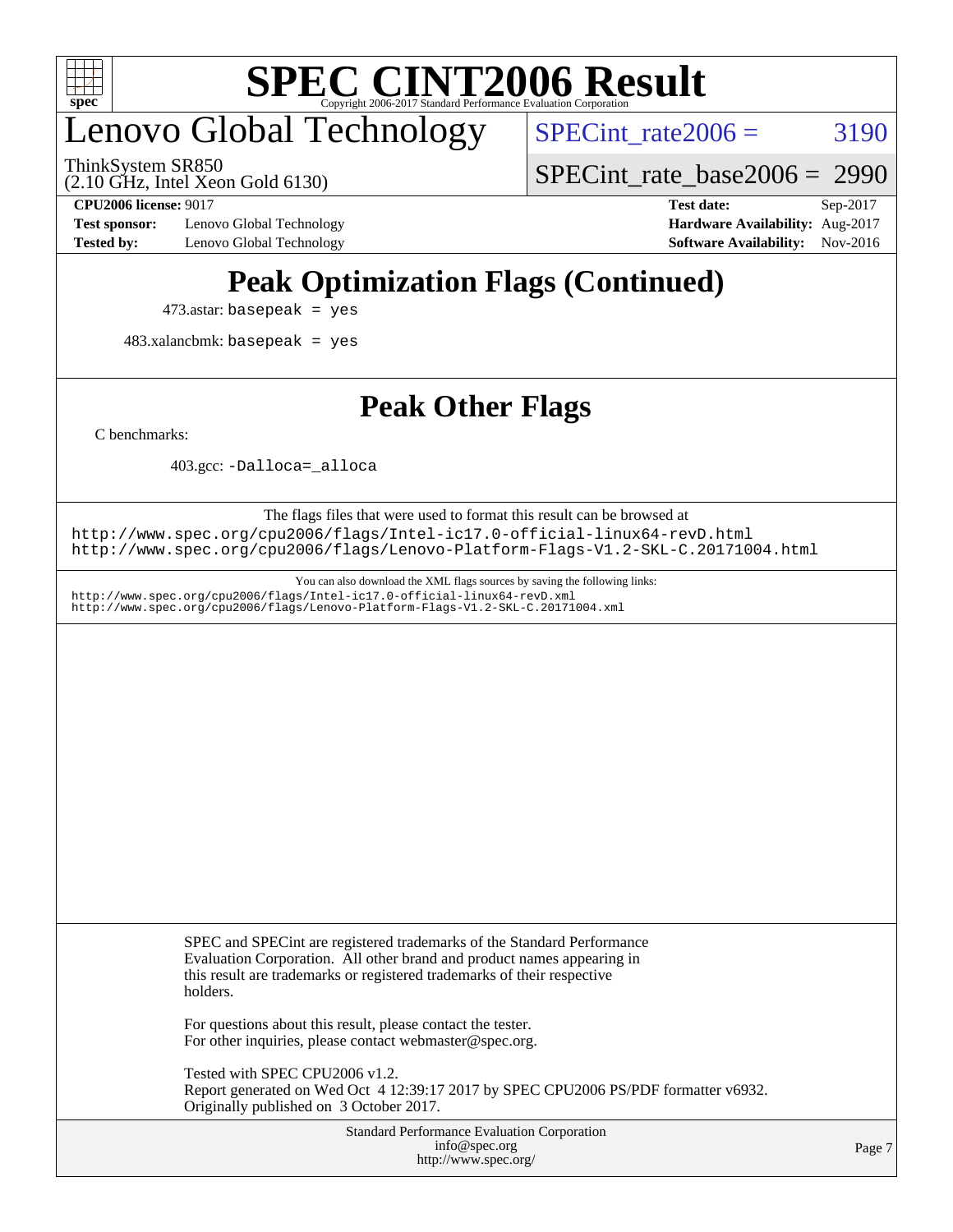# Peak Optimization Flags (Continued)

473.astar: basepeak = yes

483.xalancbmk: basepeak = yes

# Peak Other Flags

C benchmarks:

403.gcc: -Dalloca=_alloca

The flags files that were used to format this result can be browsed at
http://www.spec.org/cpu2006/flags/Intel-ic17.0-official-linux64-revD.html
http://www.spec.org/cpu2006/flags/Lenovo-Platform-Flags-V1.2-SKL-C.20171004.html

You can also download the XML flags sources by saving the following links:
http://www.spec.org/cpu2006/flags/Intel-ic17.0-official-linux64-revD.xml
http://www.spec.org/cpu2006/flags/Lenovo-Platform-Flags-V1.2-SKL-C.20171004.xml

SPEC and SPECint are registered trademarks of the Standard Performance Evaluation Corporation. All other brand and product names appearing in this result are trademarks or registered trademarks of their respective holders.

For questions about this result, please contact the tester.
For other inquiries, please contact webmaster@spec.org.

Tested with SPEC CPU2006 v1.2.
Report generated on Wed Oct 4 12:39:17 2017 by SPEC CPU2006 PS/PDF formatter v6932.
Originally published on 3 October 2017.